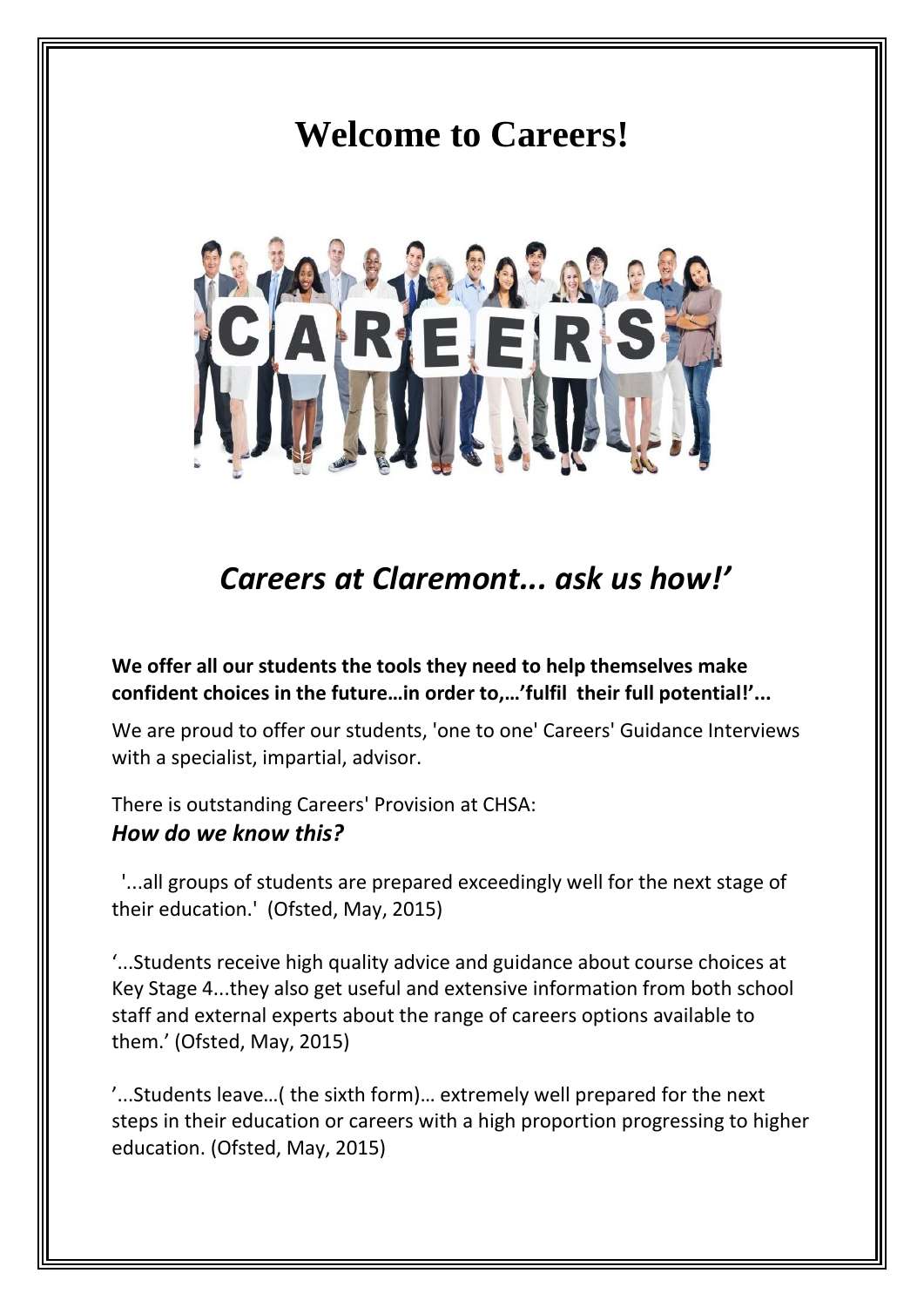# Welcome to Careers!

## *Careers at Claremont... ask us how!'*

**We offer all our students the tools they need to help themselves make confident choices in the future…in order to,…'fulfil their full potential!'...**

We are proud to offer our students, 'one to one' Careers' Guidance Interviews with a specialist, impartial, advisor.

There is outstanding Careers' Provision at CHSA:
***How do we know this?***

'...all groups of students are prepared exceedingly well for the next stage of their education.' (Ofsted, May, 2015)

'...Students receive high quality advice and guidance about course choices at Key Stage 4...they also get useful and extensive information from both school staff and external experts about the range of careers options available to them.' (Ofsted, May, 2015)

'...Students leave…( the sixth form)… extremely well prepared for the next steps in their education or careers with a high proportion progressing to higher education. (Ofsted, May, 2015)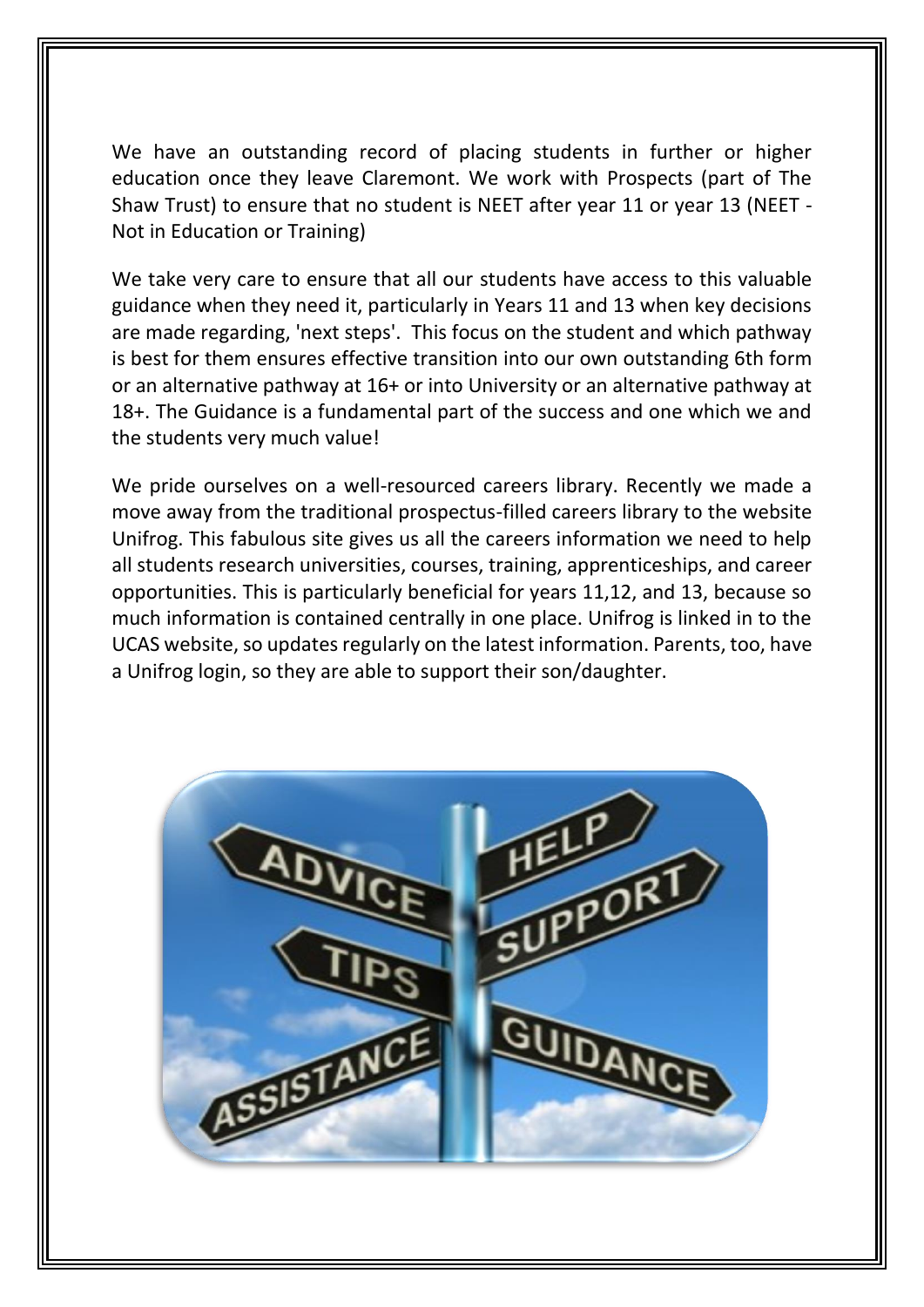We have an outstanding record of placing students in further or higher education once they leave Claremont. We work with Prospects (part of The Shaw Trust) to ensure that no student is NEET after year 11 or year 13 (NEET - Not in Education or Training)

We take very care to ensure that all our students have access to this valuable guidance when they need it, particularly in Years 11 and 13 when key decisions are made regarding, 'next steps'. This focus on the student and which pathway is best for them ensures effective transition into our own outstanding 6th form or an alternative pathway at 16+ or into University or an alternative pathway at 18+. The Guidance is a fundamental part of the success and one which we and the students very much value!

We pride ourselves on a well-resourced careers library. Recently we made a move away from the traditional prospectus-filled careers library to the website Unifrog. This fabulous site gives us all the careers information we need to help all students research universities, courses, training, apprenticeships, and career opportunities. This is particularly beneficial for years 11,12, and 13, because so much information is contained centrally in one place. Unifrog is linked in to the UCAS website, so updates regularly on the latest information. Parents, too, have a Unifrog login, so they are able to support their son/daughter.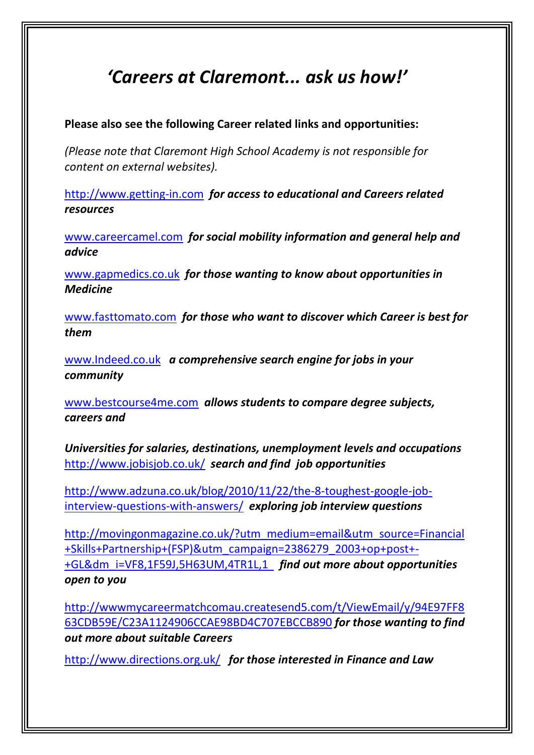# *'Careers at Claremont... ask us how!'*

**Please also see the following Career related links and opportunities:**

*(Please note that Claremont High School Academy is not responsible for content on external websites).*

http://www.getting-in.com ***for access to educational and Careers related resources***

www.careercamel.com ***for social mobility information and general help and advice***

www.gapmedics.co.uk ***for those wanting to know about opportunities in Medicine***

www.fasttomato.com ***for those who want to discover which Career is best for them***

www.Indeed.co.uk ***a comprehensive search engine for jobs in your community***

www.bestcourse4me.com ***allows students to compare degree subjects, careers and***

***Universities for salaries, destinations, unemployment levels and occupations***

http://www.jobisjob.co.uk/ ***search and find job opportunities***

http://www.adzuna.co.uk/blog/2010/11/22/the-8-toughest-google-job-interview-questions-with-answers/ ***exploring job interview questions***

http://movingonmagazine.co.uk/?utm_medium=email&utm_source=Financial+Skills+Partnership+(FSP)&utm_campaign=2386279_2003+op+post+-+GL&dm_i=VF8,1F59J,5H63UM,4TR1L,1 ***find out more about opportunities open to you***

http://wwwmycareermatchcomau.createsend5.com/t/ViewEmail/y/94E97FF863CDB59E/C23A1124906CCAE98BD4C707EBCCB890 ***for those wanting to find out more about suitable Careers***

http://www.directions.org.uk/ ***for those interested in Finance and Law***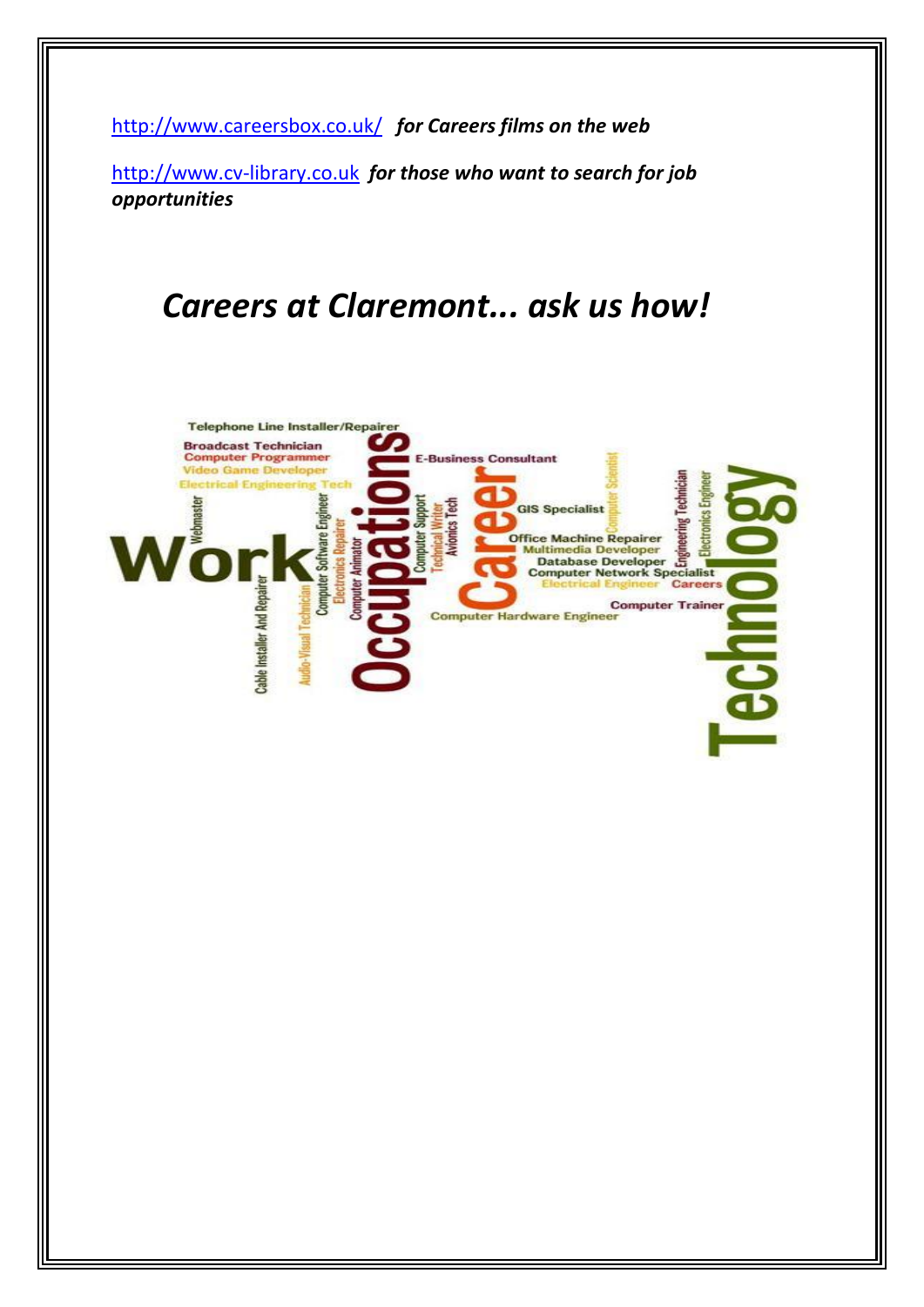http://www.careersbox.co.uk/ ***for Careers films on the web***

http://www.cv-library.co.uk ***for those who want to search for job opportunities***

# *Careers at Claremont... ask us how!*